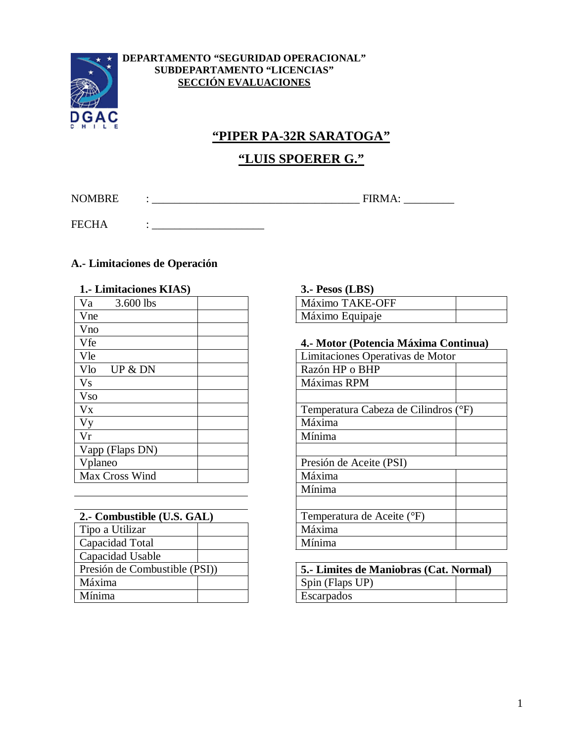**DEPARTAMENTO "SEGURIDAD OPERACIONAL"**
**SUBDEPARTAMENTO "LICENCIAS"**
**SECCIÓN EVALUACIONES**

# "PIPER PA-32R SARATOGA"

## "LUIS SPOERER G."

NOMBRE : _______________________________________ FIRMA: _________

FECHA : ____________________

### A.- Limitaciones de Operación

**1.- Limitaciones KIAS)**

| Va 3.600 lbs | |
|---|---|
| Vne | |
| Vno | |
| Vfe | |
| Vle | |
| Vlo UP & DN | |
| Vs | |
| Vso | |
| Vx | |
| Vy | |
| Vr | |
| Vapp (Flaps DN) | |
| Vplaneo | |
| Max Cross Wind | |

**2.- Combustible (U.S. GAL)**

| Tipo a Utilizar | |
|---|---|
| Capacidad Total | |
| Capacidad Usable | |
| Presión de Combustible (PSI)) | |
| Máxima | |
| Mínima | |

**3.- Pesos (LBS)**

| Máximo TAKE-OFF | |
|---|---|
| Máximo Equipaje | |

**4.- Motor (Potencia Máxima Continua)**

| Limitaciones Operativas de Motor | |
|---|---|
| Razón HP o BHP | |
| Máximas RPM | |
| | |
| Temperatura Cabeza de Cilindros (°F) | |
| Máxima | |
| Mínima | |
| | |
| Presión de Aceite (PSI) | |
| Máxima | |
| Mínima | |
| | |
| Temperatura de Aceite (°F) | |
| Máxima | |
| Mínima | |

**5.- Limites de Maniobras (Cat. Normal)**

| Spin (Flaps UP) | |
|---|---|
| Escarpados | |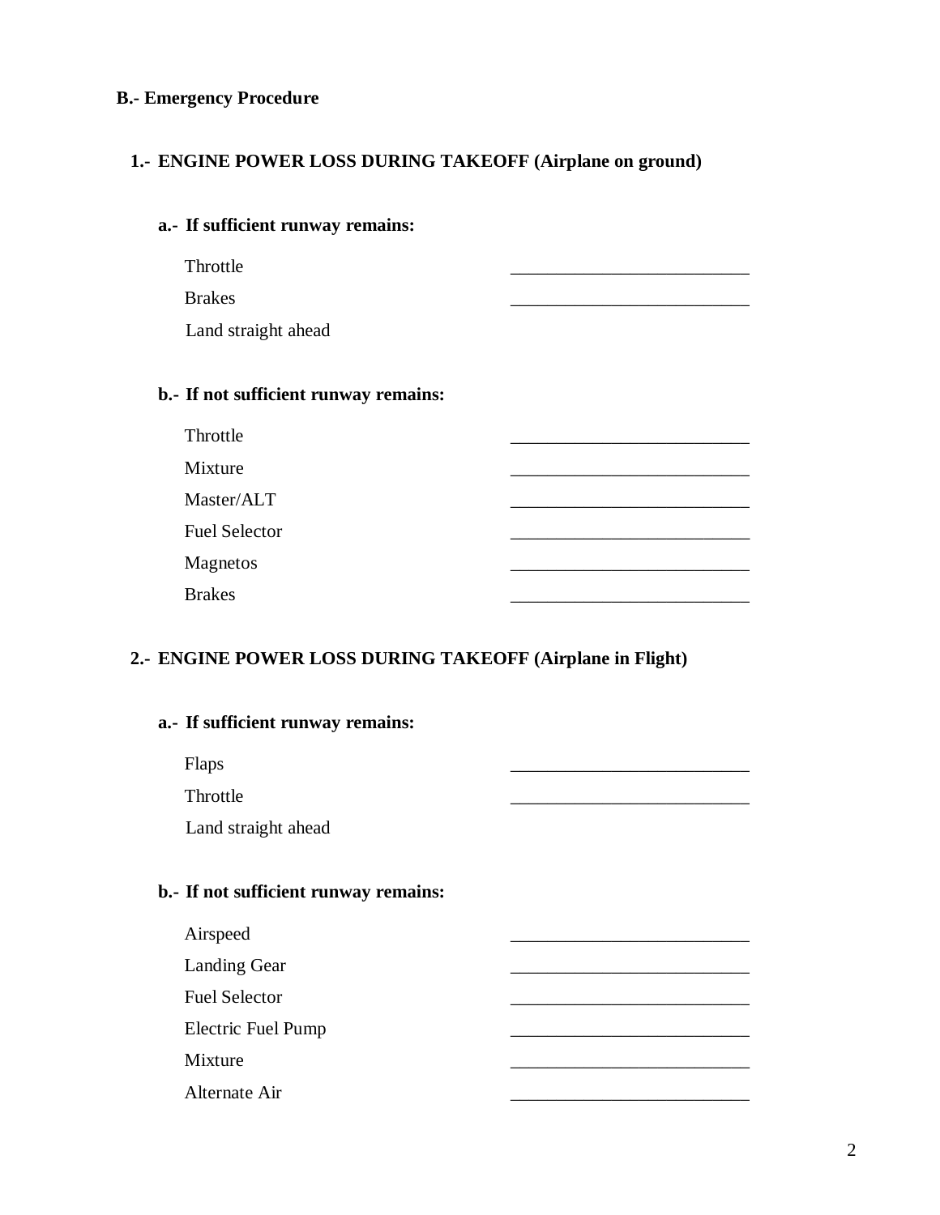## B.- Emergency Procedure

### 1.- ENGINE POWER LOSS DURING TAKEOFF (Airplane on ground)

**a.- If sufficient runway remains:**

Throttle ___________________________

Brakes ___________________________

Land straight ahead

**b.- If not sufficient runway remains:**

Throttle ___________________________

Mixture ___________________________

Master/ALT ___________________________

Fuel Selector ___________________________

Magnetos ___________________________

Brakes ___________________________

### 2.- ENGINE POWER LOSS DURING TAKEOFF (Airplane in Flight)

**a.- If sufficient runway remains:**

Flaps ___________________________

Throttle ___________________________

Land straight ahead

**b.- If not sufficient runway remains:**

Airspeed ___________________________

Landing Gear ___________________________

Fuel Selector ___________________________

Electric Fuel Pump ___________________________

Mixture ___________________________

Alternate Air ___________________________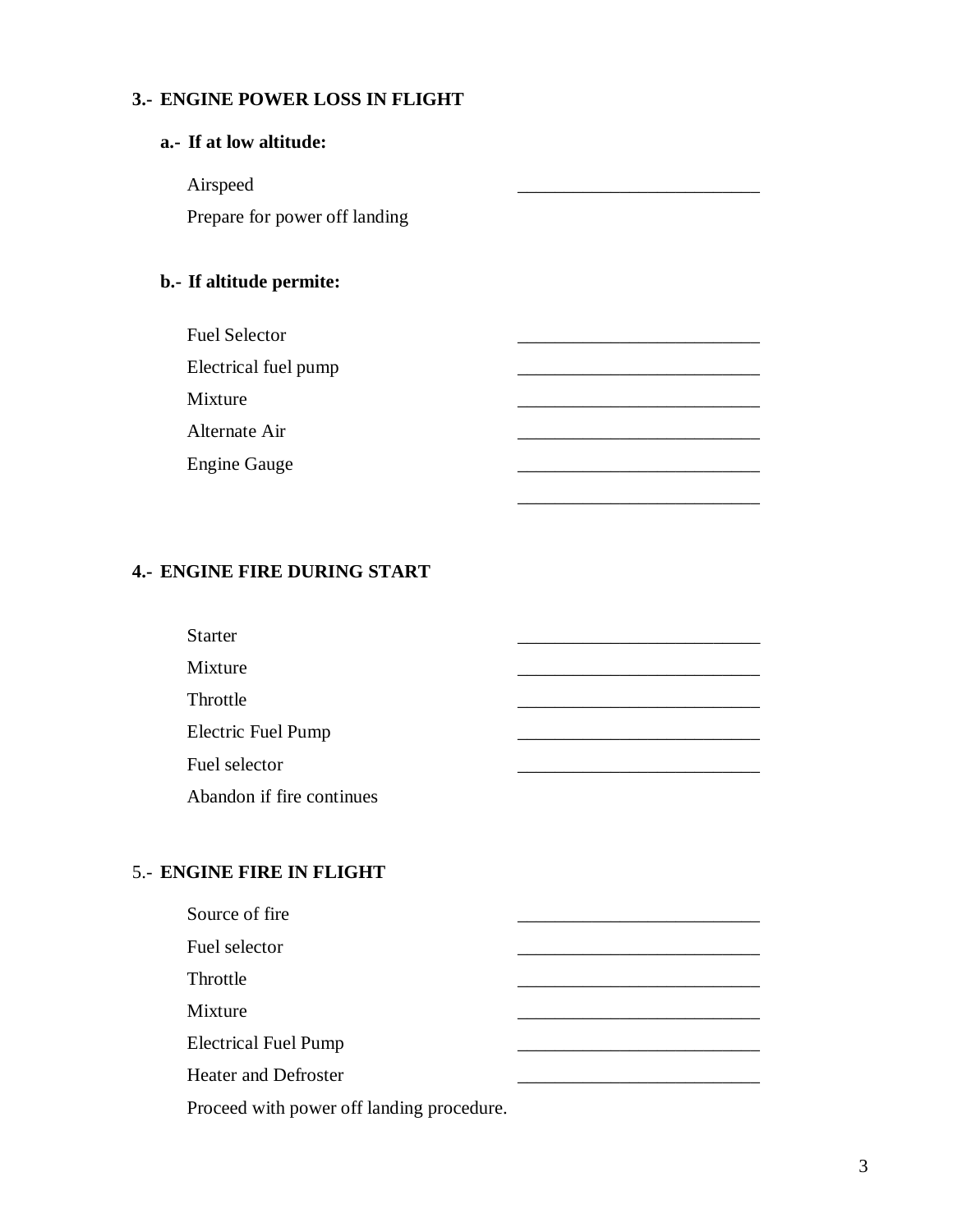**3.- ENGINE POWER LOSS IN FLIGHT**

**a.- If at low altitude:**

Airspeed ___________________________

Prepare for power off landing

**b.- If altitude permite:**

Fuel Selector ___________________________

Electrical fuel pump ___________________________

Mixture ___________________________

Alternate Air ___________________________

Engine Gauge ___________________________

___________________________

**4.- ENGINE FIRE DURING START**

Starter ___________________________

Mixture ___________________________

Throttle ___________________________

Electric Fuel Pump ___________________________

Fuel selector ___________________________

Abandon if fire continues

5.- **ENGINE FIRE IN FLIGHT**

Source of fire ___________________________

Fuel selector ___________________________

Throttle ___________________________

Mixture ___________________________

Electrical Fuel Pump ___________________________

Heater and Defroster ___________________________

Proceed with power off landing procedure.